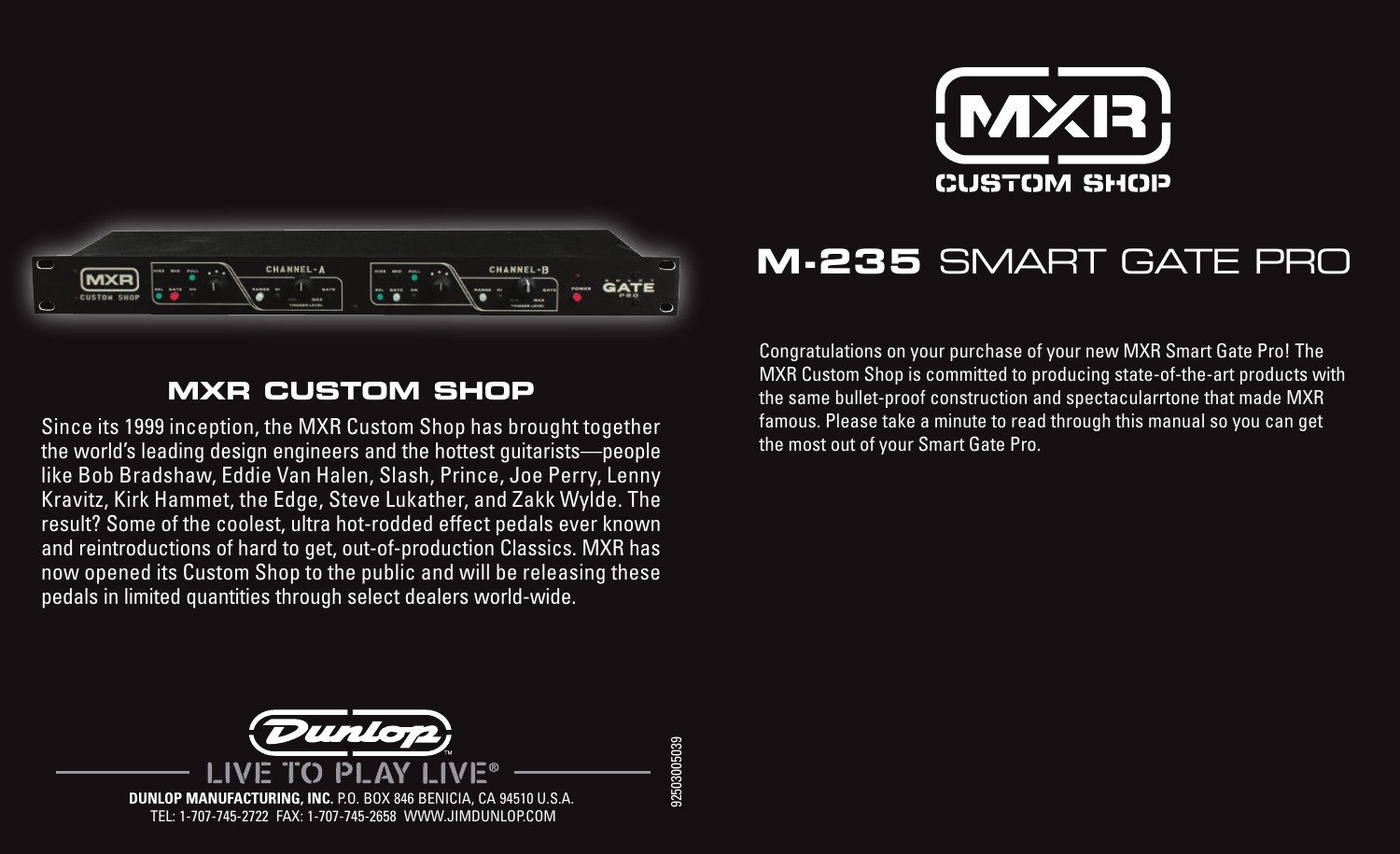# M-235 SMART GATE PRO

Congratulations on your purchase of your new MXR Smart Gate Pro! The MXR Custom Shop is committed to producing state-of-the-art products with the same bullet-proof construction and spectacularrtone that made MXR famous. Please take a minute to read through this manual so you can get the most out of your Smart Gate Pro.

## MXR CUSTOM SHOP

Since its 1999 inception, the MXR Custom Shop has brought together the world's leading design engineers and the hottest guitarists—people like Bob Bradshaw, Eddie Van Halen, Slash, Prince, Joe Perry, Lenny Kravitz, Kirk Hammet, the Edge, Steve Lukather, and Zakk Wylde. The result? Some of the coolest, ultra hot-rodded effect pedals ever known and reintroductions of hard to get, out-of-production Classics. MXR has now opened its Custom Shop to the public and will be releasing these pedals in limited quantities through select dealers world-wide.

LIVE TO PLAY LIVE®

**DUNLOP MANUFACTURING, INC.** P.O. BOX 846 BENICIA, CA 94510 U.S.A.
TEL: 1-707-745-2722 FAX: 1-707-745-2658 WWW.JIMDUNLOP.COM

92503005039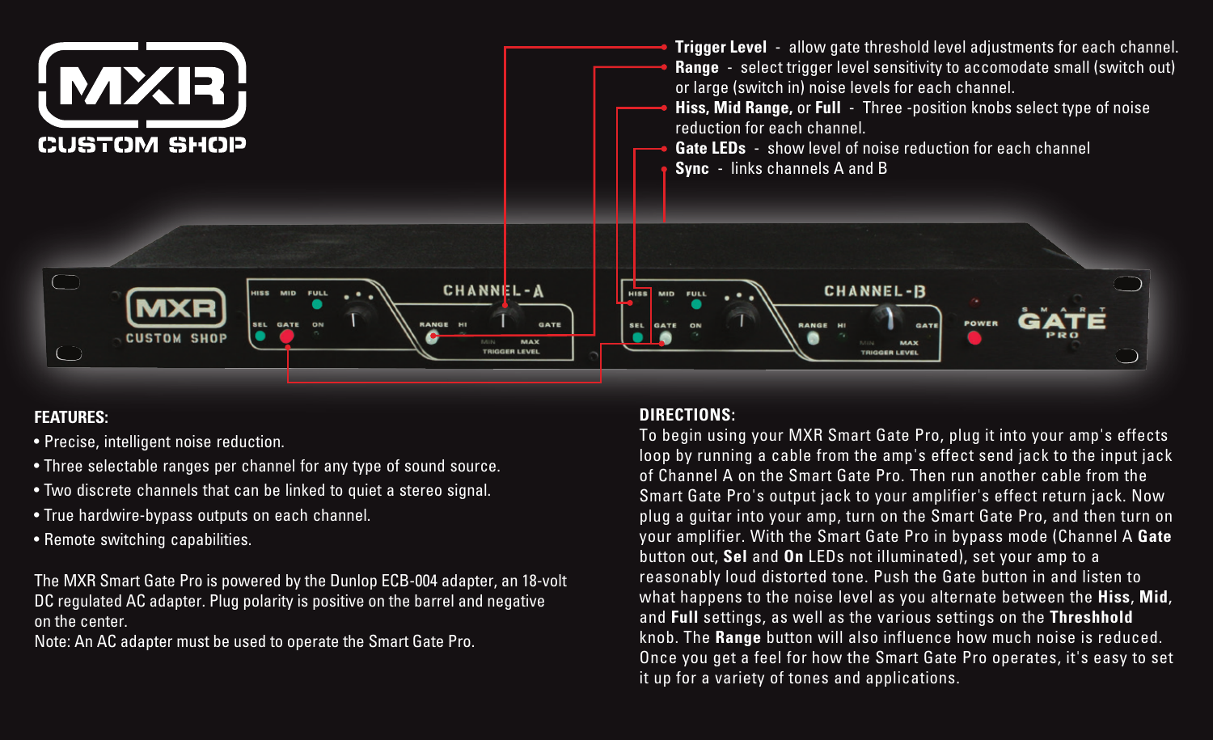MXR CUSTOM SHOP

**Trigger Level** - allow gate threshold level adjustments for each channel.

**Range** - select trigger level sensitivity to accomodate small (switch out) or large (switch in) noise levels for each channel.

**Hiss, Mid Range,** or **Full** - Three -position knobs select type of noise reduction for each channel.

**Gate LEDs** - show level of noise reduction for each channel

**Sync** - links channels A and B

## FEATURES:

- Precise, intelligent noise reduction.
- Three selectable ranges per channel for any type of sound source.
- Two discrete channels that can be linked to quiet a stereo signal.
- True hardwire-bypass outputs on each channel.
- Remote switching capabilities.

The MXR Smart Gate Pro is powered by the Dunlop ECB-004 adapter, an 18-volt DC regulated AC adapter. Plug polarity is positive on the barrel and negative on the center.

Note: An AC adapter must be used to operate the Smart Gate Pro.

## DIRECTIONS:

To begin using your MXR Smart Gate Pro, plug it into your amp's effects loop by running a cable from the amp's effect send jack to the input jack of Channel A on the Smart Gate Pro. Then run another cable from the Smart Gate Pro's output jack to your amplifier's effect return jack. Now plug a guitar into your amp, turn on the Smart Gate Pro, and then turn on your amplifier. With the Smart Gate Pro in bypass mode (Channel A **Gate** button out, **Sel** and **On** LEDs not illuminated), set your amp to a reasonably loud distorted tone. Push the Gate button in and listen to what happens to the noise level as you alternate between the **Hiss**, **Mid**, and **Full** settings, as well as the various settings on the **Threshhold** knob. The **Range** button will also influence how much noise is reduced. Once you get a feel for how the Smart Gate Pro operates, it's easy to set it up for a variety of tones and applications.